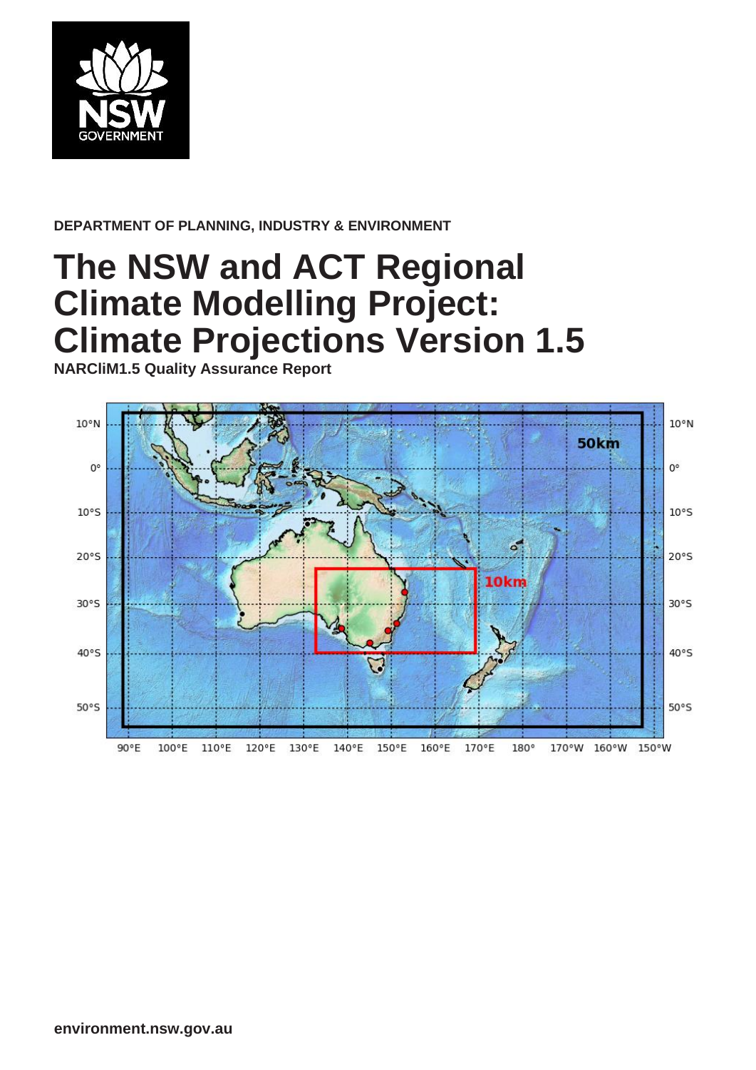DEPARTMENT OF PLANNING, INDUSTRY & ENVIRONMENT

# The NSW and ACT Regional Climate Modelling Project: Climate Projections Version 1.5

**NARCliM1.5 Quality Assurance Report**

environment.nsw.gov.au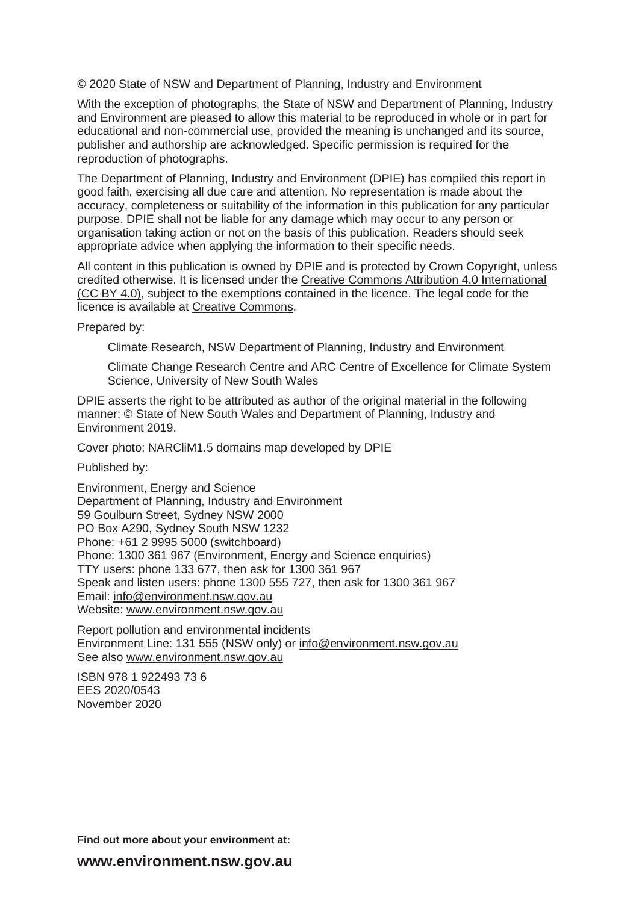© 2020 State of NSW and Department of Planning, Industry and Environment

With the exception of photographs, the State of NSW and Department of Planning, Industry and Environment are pleased to allow this material to be reproduced in whole or in part for educational and non-commercial use, provided the meaning is unchanged and its source, publisher and authorship are acknowledged. Specific permission is required for the reproduction of photographs.

The Department of Planning, Industry and Environment (DPIE) has compiled this report in good faith, exercising all due care and attention. No representation is made about the accuracy, completeness or suitability of the information in this publication for any particular purpose. DPIE shall not be liable for any damage which may occur to any person or organisation taking action or not on the basis of this publication. Readers should seek appropriate advice when applying the information to their specific needs.

All content in this publication is owned by DPIE and is protected by Crown Copyright, unless credited otherwise. It is licensed under the Creative Commons Attribution 4.0 International (CC BY 4.0), subject to the exemptions contained in the licence. The legal code for the licence is available at Creative Commons.

Prepared by:

Climate Research, NSW Department of Planning, Industry and Environment

Climate Change Research Centre and ARC Centre of Excellence for Climate System Science, University of New South Wales

DPIE asserts the right to be attributed as author of the original material in the following manner: © State of New South Wales and Department of Planning, Industry and Environment 2019.

Cover photo: NARCliM1.5 domains map developed by DPIE

Published by:

Environment, Energy and Science
Department of Planning, Industry and Environment
59 Goulburn Street, Sydney NSW 2000
PO Box A290, Sydney South NSW 1232
Phone: +61 2 9995 5000 (switchboard)
Phone: 1300 361 967 (Environment, Energy and Science enquiries)
TTY users: phone 133 677, then ask for 1300 361 967
Speak and listen users: phone 1300 555 727, then ask for 1300 361 967
Email: info@environment.nsw.gov.au
Website: www.environment.nsw.gov.au

Report pollution and environmental incidents
Environment Line: 131 555 (NSW only) or info@environment.nsw.gov.au
See also www.environment.nsw.gov.au

ISBN 978 1 922493 73 6
EES 2020/0543
November 2020

**Find out more about your environment at:**

**www.environment.nsw.gov.au**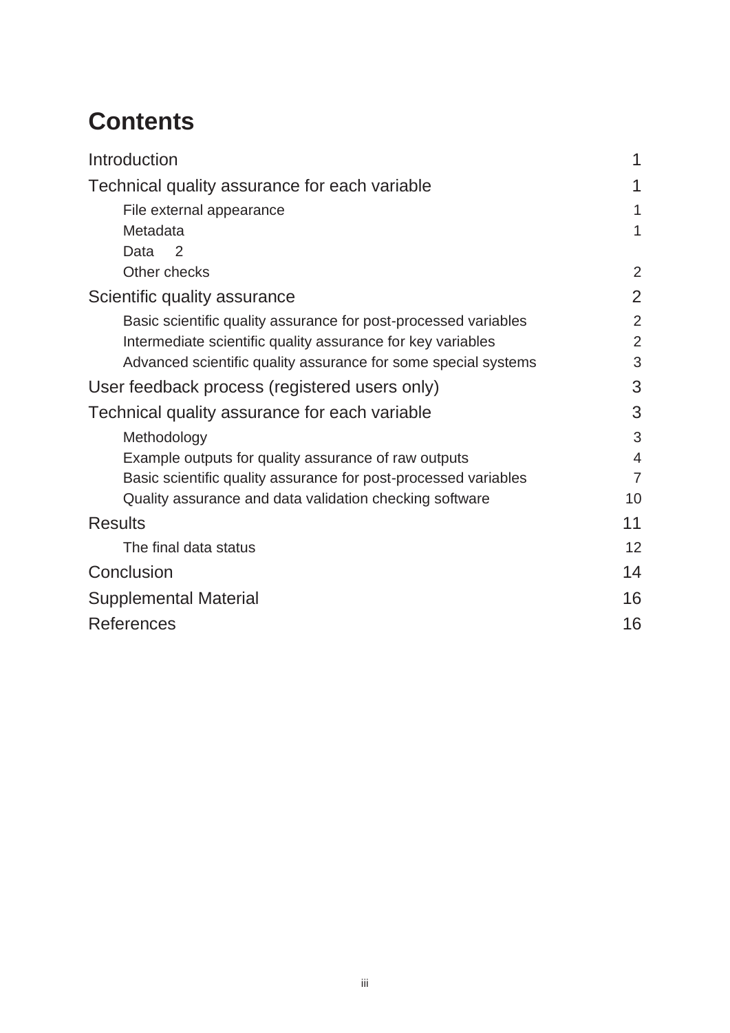# Contents

| | |
|---|---|
| Introduction | 1 |
| Technical quality assurance for each variable | 1 |
| &nbsp;&nbsp;&nbsp;&nbsp;File external appearance | 1 |
| &nbsp;&nbsp;&nbsp;&nbsp;Metadata | 1 |
| &nbsp;&nbsp;&nbsp;&nbsp;Data 2 | |
| &nbsp;&nbsp;&nbsp;&nbsp;Other checks | 2 |
| Scientific quality assurance | 2 |
| &nbsp;&nbsp;&nbsp;&nbsp;Basic scientific quality assurance for post-processed variables | 2 |
| &nbsp;&nbsp;&nbsp;&nbsp;Intermediate scientific quality assurance for key variables | 2 |
| &nbsp;&nbsp;&nbsp;&nbsp;Advanced scientific quality assurance for some special systems | 3 |
| User feedback process (registered users only) | 3 |
| Technical quality assurance for each variable | 3 |
| &nbsp;&nbsp;&nbsp;&nbsp;Methodology | 3 |
| &nbsp;&nbsp;&nbsp;&nbsp;Example outputs for quality assurance of raw outputs | 4 |
| &nbsp;&nbsp;&nbsp;&nbsp;Basic scientific quality assurance for post-processed variables | 7 |
| &nbsp;&nbsp;&nbsp;&nbsp;Quality assurance and data validation checking software | 10 |
| Results | 11 |
| &nbsp;&nbsp;&nbsp;&nbsp;The final data status | 12 |
| Conclusion | 14 |
| Supplemental Material | 16 |
| References | 16 |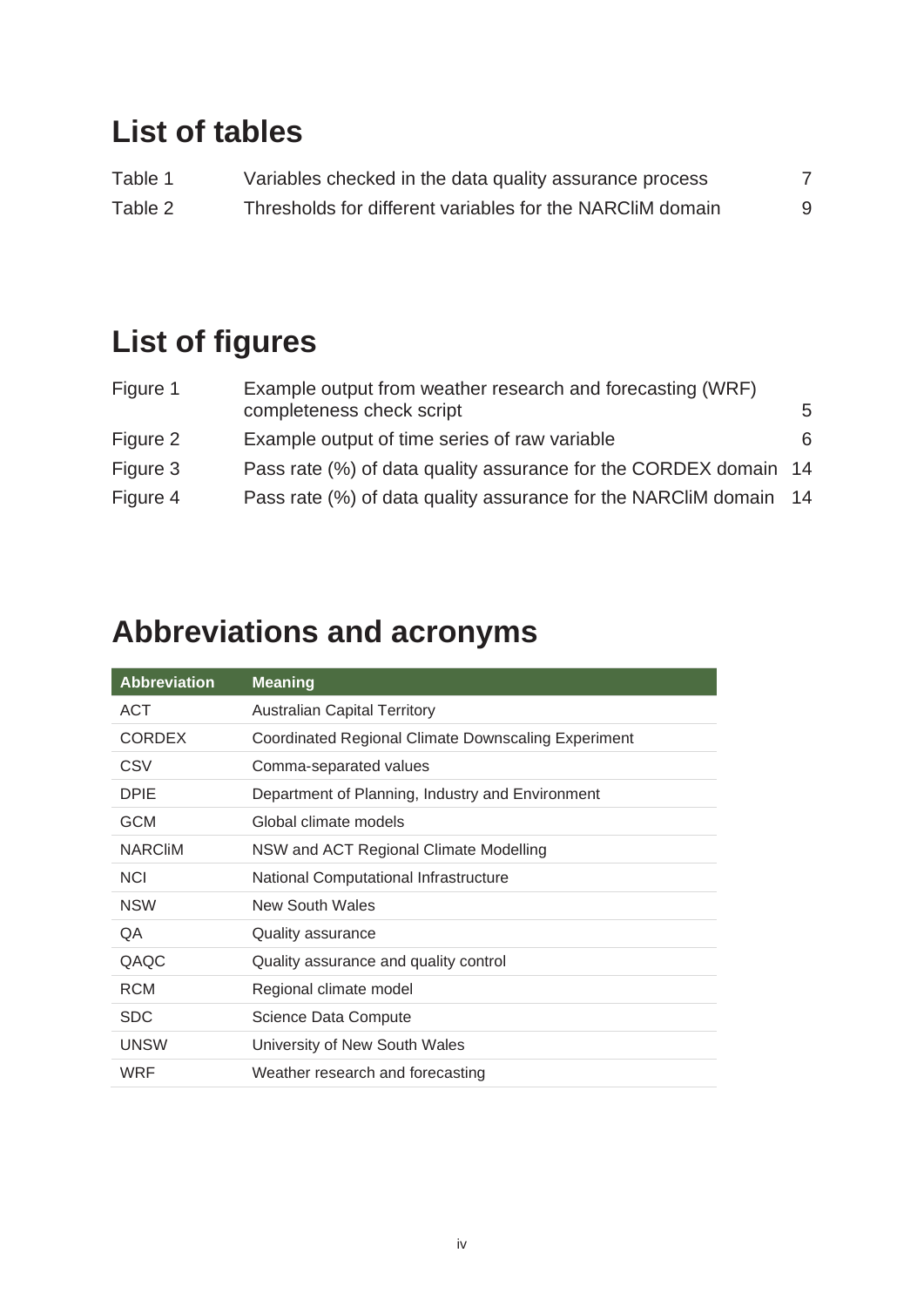# List of tables

| | | |
|---|---|---|
| Table 1 | Variables checked in the data quality assurance process | 7 |
| Table 2 | Thresholds for different variables for the NARCliM domain | 9 |

# List of figures

| | | |
|---|---|---|
| Figure 1 | Example output from weather research and forecasting (WRF) completeness check script | 5 |
| Figure 2 | Example output of time series of raw variable | 6 |
| Figure 3 | Pass rate (%) of data quality assurance for the CORDEX domain | 14 |
| Figure 4 | Pass rate (%) of data quality assurance for the NARCliM domain | 14 |

# Abbreviations and acronyms

| Abbreviation | Meaning |
|---|---|
| ACT | Australian Capital Territory |
| CORDEX | Coordinated Regional Climate Downscaling Experiment |
| CSV | Comma-separated values |
| DPIE | Department of Planning, Industry and Environment |
| GCM | Global climate models |
| NARCliM | NSW and ACT Regional Climate Modelling |
| NCI | National Computational Infrastructure |
| NSW | New South Wales |
| QA | Quality assurance |
| QAQC | Quality assurance and quality control |
| RCM | Regional climate model |
| SDC | Science Data Compute |
| UNSW | University of New South Wales |
| WRF | Weather research and forecasting |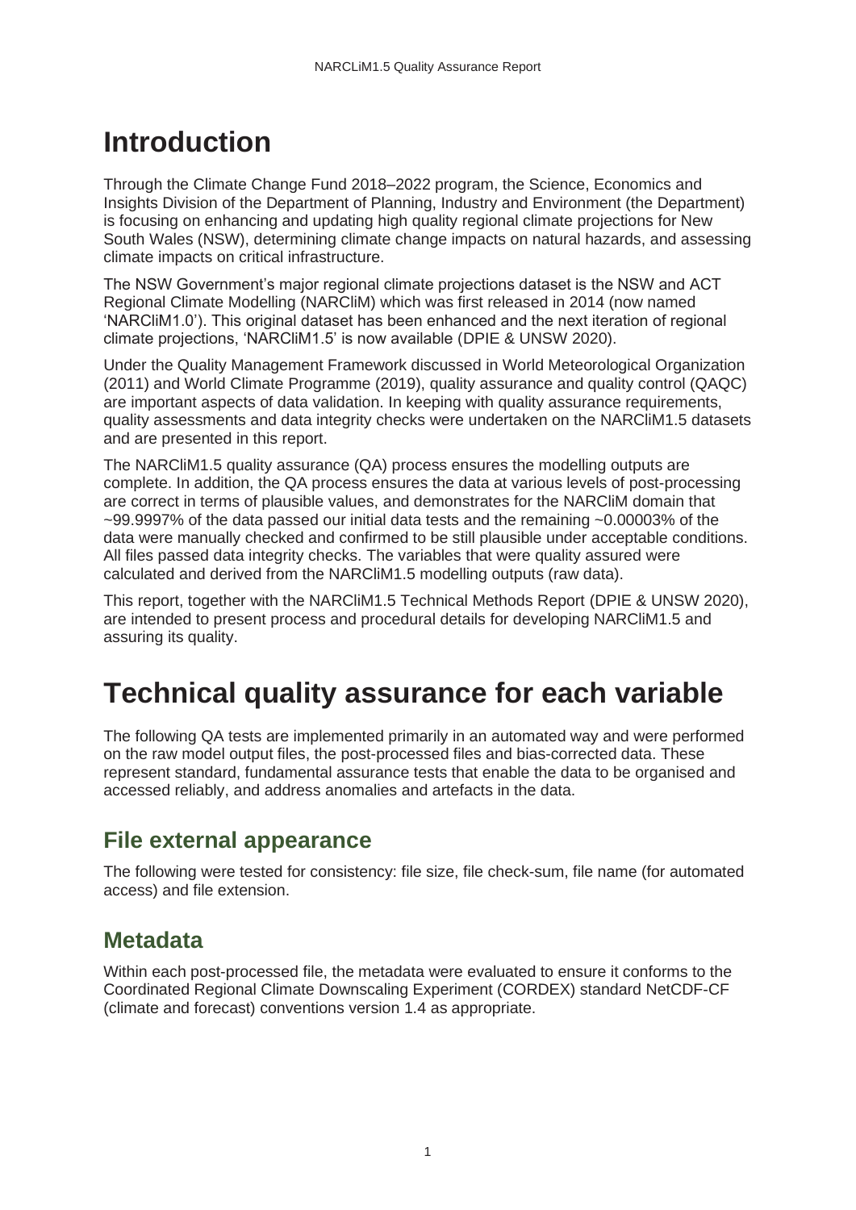# Introduction

Through the Climate Change Fund 2018–2022 program, the Science, Economics and Insights Division of the Department of Planning, Industry and Environment (the Department) is focusing on enhancing and updating high quality regional climate projections for New South Wales (NSW), determining climate change impacts on natural hazards, and assessing climate impacts on critical infrastructure.

The NSW Government's major regional climate projections dataset is the NSW and ACT Regional Climate Modelling (NARCliM) which was first released in 2014 (now named 'NARCliM1.0'). This original dataset has been enhanced and the next iteration of regional climate projections, 'NARCliM1.5' is now available (DPIE & UNSW 2020).

Under the Quality Management Framework discussed in World Meteorological Organization (2011) and World Climate Programme (2019), quality assurance and quality control (QAQC) are important aspects of data validation. In keeping with quality assurance requirements, quality assessments and data integrity checks were undertaken on the NARCliM1.5 datasets and are presented in this report.

The NARCliM1.5 quality assurance (QA) process ensures the modelling outputs are complete. In addition, the QA process ensures the data at various levels of post-processing are correct in terms of plausible values, and demonstrates for the NARCliM domain that ~99.9997% of the data passed our initial data tests and the remaining ~0.00003% of the data were manually checked and confirmed to be still plausible under acceptable conditions. All files passed data integrity checks. The variables that were quality assured were calculated and derived from the NARCliM1.5 modelling outputs (raw data).

This report, together with the NARCliM1.5 Technical Methods Report (DPIE & UNSW 2020), are intended to present process and procedural details for developing NARCliM1.5 and assuring its quality.

# Technical quality assurance for each variable

The following QA tests are implemented primarily in an automated way and were performed on the raw model output files, the post-processed files and bias-corrected data. These represent standard, fundamental assurance tests that enable the data to be organised and accessed reliably, and address anomalies and artefacts in the data.

## File external appearance

The following were tested for consistency: file size, file check-sum, file name (for automated access) and file extension.

## Metadata

Within each post-processed file, the metadata were evaluated to ensure it conforms to the Coordinated Regional Climate Downscaling Experiment (CORDEX) standard NetCDF-CF (climate and forecast) conventions version 1.4 as appropriate.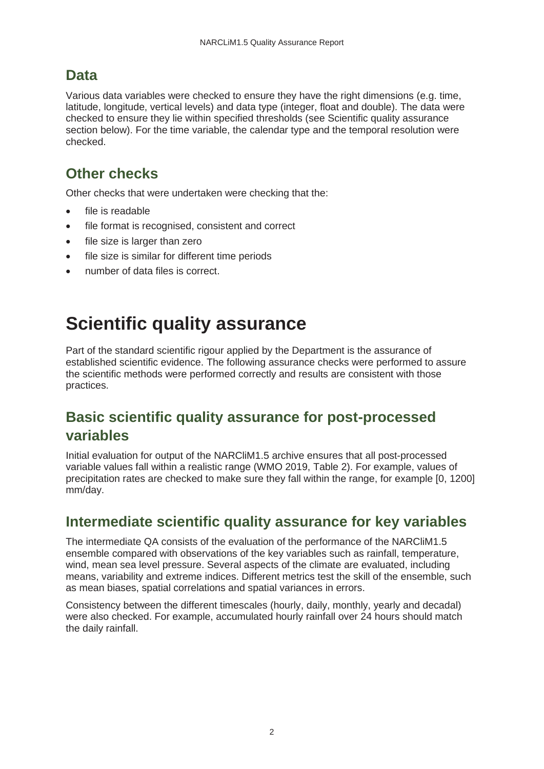## Data

Various data variables were checked to ensure they have the right dimensions (e.g. time, latitude, longitude, vertical levels) and data type (integer, float and double). The data were checked to ensure they lie within specified thresholds (see Scientific quality assurance section below). For the time variable, the calendar type and the temporal resolution were checked.

## Other checks

Other checks that were undertaken were checking that the:

- file is readable
- file format is recognised, consistent and correct
- file size is larger than zero
- file size is similar for different time periods
- number of data files is correct.

# Scientific quality assurance

Part of the standard scientific rigour applied by the Department is the assurance of established scientific evidence. The following assurance checks were performed to assure the scientific methods were performed correctly and results are consistent with those practices.

## Basic scientific quality assurance for post-processed variables

Initial evaluation for output of the NARCliM1.5 archive ensures that all post-processed variable values fall within a realistic range (WMO 2019, Table 2). For example, values of precipitation rates are checked to make sure they fall within the range, for example [0, 1200] mm/day.

## Intermediate scientific quality assurance for key variables

The intermediate QA consists of the evaluation of the performance of the NARCliM1.5 ensemble compared with observations of the key variables such as rainfall, temperature, wind, mean sea level pressure. Several aspects of the climate are evaluated, including means, variability and extreme indices. Different metrics test the skill of the ensemble, such as mean biases, spatial correlations and spatial variances in errors.

Consistency between the different timescales (hourly, daily, monthly, yearly and decadal) were also checked. For example, accumulated hourly rainfall over 24 hours should match the daily rainfall.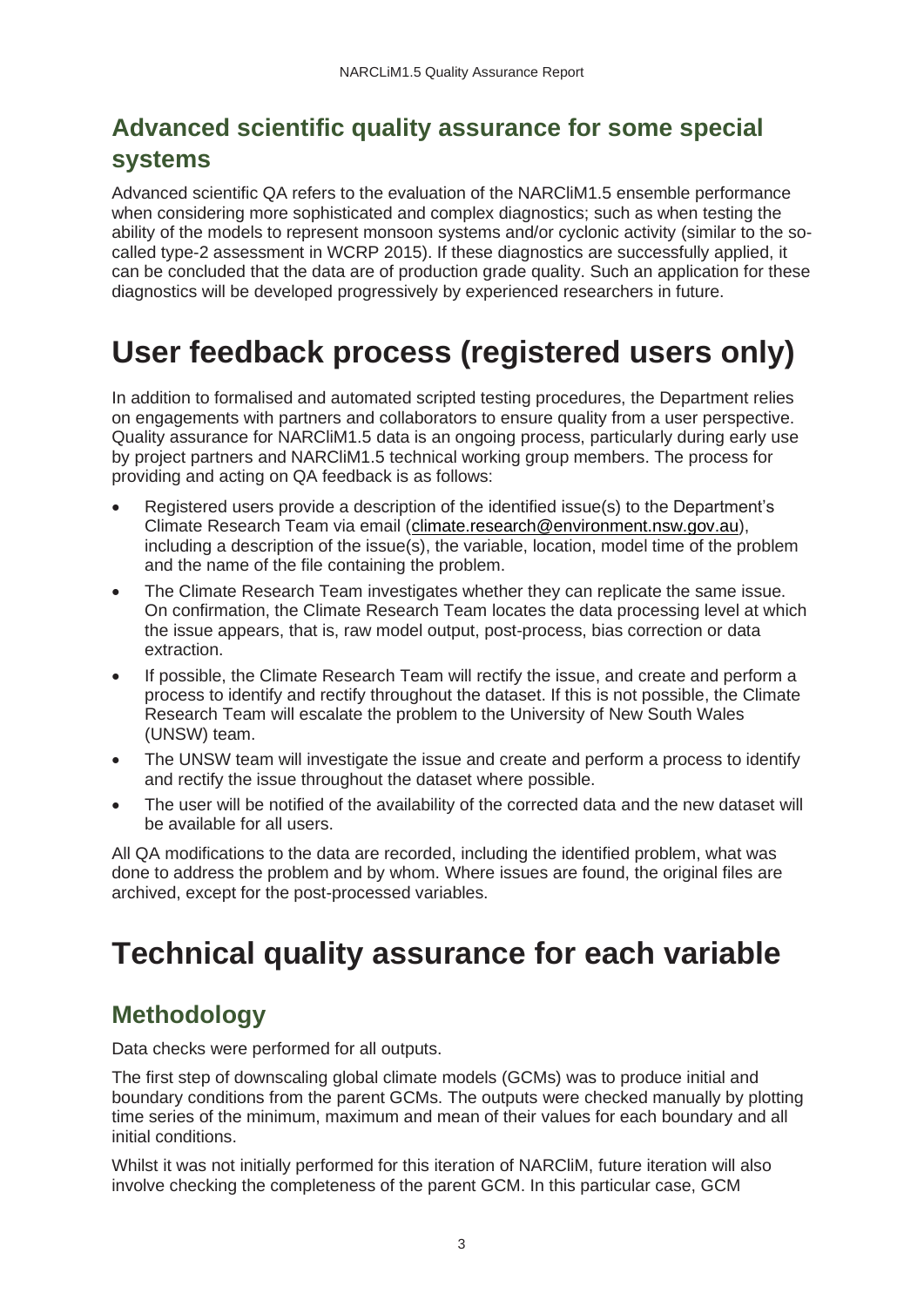## Advanced scientific quality assurance for some special systems

Advanced scientific QA refers to the evaluation of the NARCliM1.5 ensemble performance when considering more sophisticated and complex diagnostics; such as when testing the ability of the models to represent monsoon systems and/or cyclonic activity (similar to the so-called type-2 assessment in WCRP 2015). If these diagnostics are successfully applied, it can be concluded that the data are of production grade quality. Such an application for these diagnostics will be developed progressively by experienced researchers in future.

# User feedback process (registered users only)

In addition to formalised and automated scripted testing procedures, the Department relies on engagements with partners and collaborators to ensure quality from a user perspective. Quality assurance for NARCliM1.5 data is an ongoing process, particularly during early use by project partners and NARCliM1.5 technical working group members. The process for providing and acting on QA feedback is as follows:

- Registered users provide a description of the identified issue(s) to the Department's Climate Research Team via email (climate.research@environment.nsw.gov.au), including a description of the issue(s), the variable, location, model time of the problem and the name of the file containing the problem.
- The Climate Research Team investigates whether they can replicate the same issue. On confirmation, the Climate Research Team locates the data processing level at which the issue appears, that is, raw model output, post-process, bias correction or data extraction.
- If possible, the Climate Research Team will rectify the issue, and create and perform a process to identify and rectify throughout the dataset. If this is not possible, the Climate Research Team will escalate the problem to the University of New South Wales (UNSW) team.
- The UNSW team will investigate the issue and create and perform a process to identify and rectify the issue throughout the dataset where possible.
- The user will be notified of the availability of the corrected data and the new dataset will be available for all users.

All QA modifications to the data are recorded, including the identified problem, what was done to address the problem and by whom. Where issues are found, the original files are archived, except for the post-processed variables.

# Technical quality assurance for each variable

## Methodology

Data checks were performed for all outputs.

The first step of downscaling global climate models (GCMs) was to produce initial and boundary conditions from the parent GCMs. The outputs were checked manually by plotting time series of the minimum, maximum and mean of their values for each boundary and all initial conditions.

Whilst it was not initially performed for this iteration of NARCliM, future iteration will also involve checking the completeness of the parent GCM. In this particular case, GCM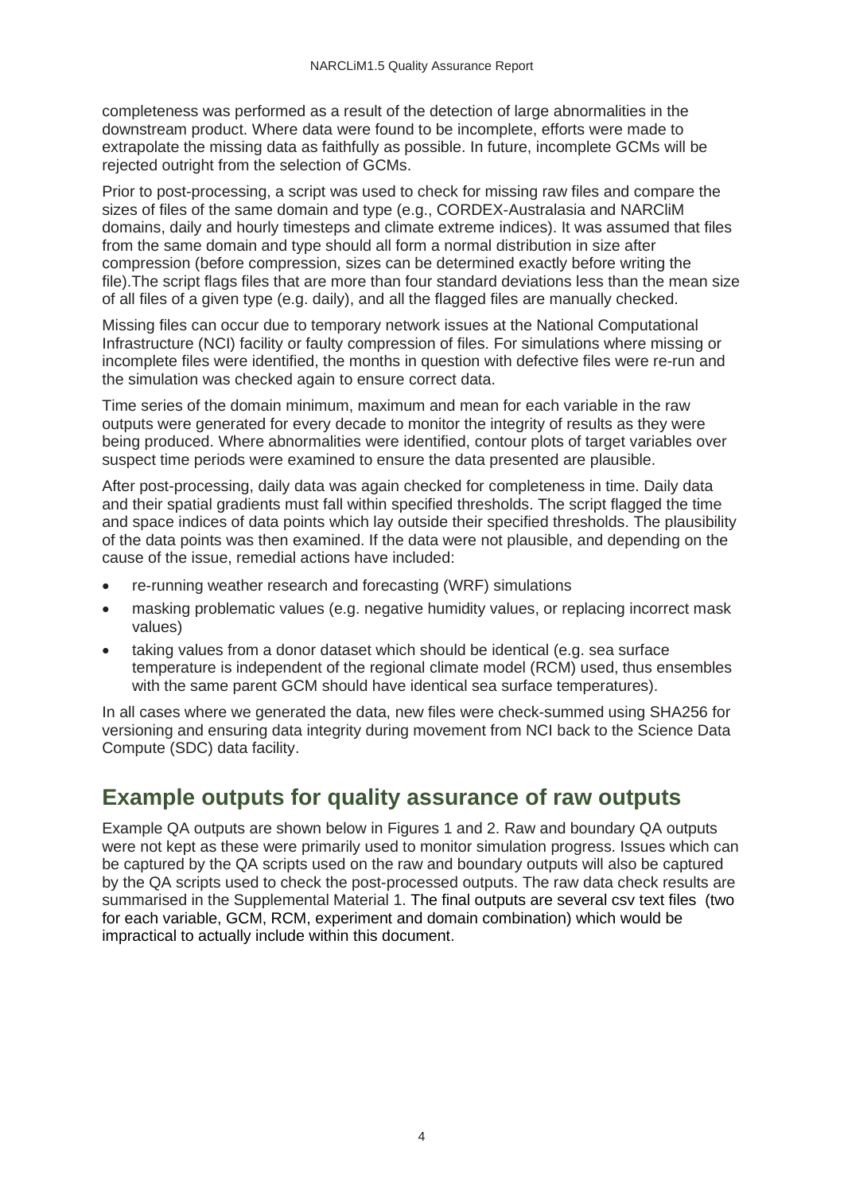completeness was performed as a result of the detection of large abnormalities in the downstream product. Where data were found to be incomplete, efforts were made to extrapolate the missing data as faithfully as possible. In future, incomplete GCMs will be rejected outright from the selection of GCMs.

Prior to post-processing, a script was used to check for missing raw files and compare the sizes of files of the same domain and type (e.g., CORDEX-Australasia and NARCliM domains, daily and hourly timesteps and climate extreme indices). It was assumed that files from the same domain and type should all form a normal distribution in size after compression (before compression, sizes can be determined exactly before writing the file).The script flags files that are more than four standard deviations less than the mean size of all files of a given type (e.g. daily), and all the flagged files are manually checked.

Missing files can occur due to temporary network issues at the National Computational Infrastructure (NCI) facility or faulty compression of files. For simulations where missing or incomplete files were identified, the months in question with defective files were re-run and the simulation was checked again to ensure correct data.

Time series of the domain minimum, maximum and mean for each variable in the raw outputs were generated for every decade to monitor the integrity of results as they were being produced. Where abnormalities were identified, contour plots of target variables over suspect time periods were examined to ensure the data presented are plausible.

After post-processing, daily data was again checked for completeness in time. Daily data and their spatial gradients must fall within specified thresholds. The script flagged the time and space indices of data points which lay outside their specified thresholds. The plausibility of the data points was then examined. If the data were not plausible, and depending on the cause of the issue, remedial actions have included:

- re-running weather research and forecasting (WRF) simulations
- masking problematic values (e.g. negative humidity values, or replacing incorrect mask values)
- taking values from a donor dataset which should be identical (e.g. sea surface temperature is independent of the regional climate model (RCM) used, thus ensembles with the same parent GCM should have identical sea surface temperatures).

In all cases where we generated the data, new files were check-summed using SHA256 for versioning and ensuring data integrity during movement from NCI back to the Science Data Compute (SDC) data facility.

## Example outputs for quality assurance of raw outputs

Example QA outputs are shown below in Figures 1 and 2. Raw and boundary QA outputs were not kept as these were primarily used to monitor simulation progress. Issues which can be captured by the QA scripts used on the raw and boundary outputs will also be captured by the QA scripts used to check the post-processed outputs. The raw data check results are summarised in the Supplemental Material 1. The final outputs are several csv text files (two for each variable, GCM, RCM, experiment and domain combination) which would be impractical to actually include within this document.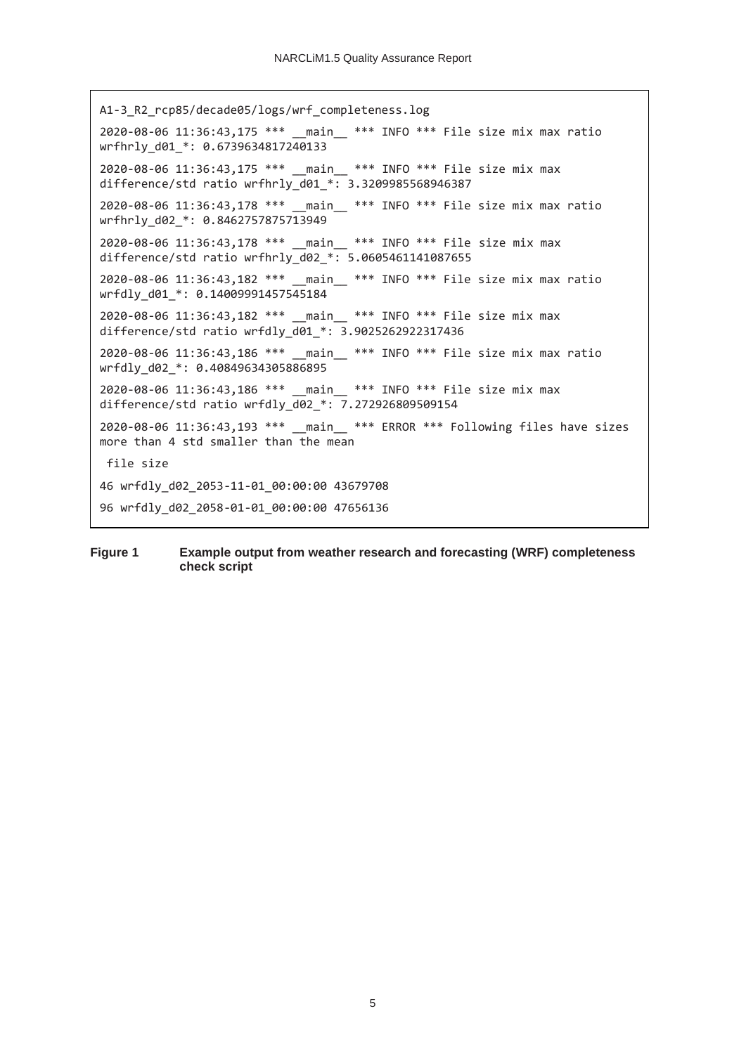```
A1-3_R2_rcp85/decade05/logs/wrf_completeness.log

2020-08-06 11:36:43,175 *** __main__ *** INFO *** File size mix max ratio
wrfhrly_d01_*: 0.6739634817240133

2020-08-06 11:36:43,175 *** __main__ *** INFO *** File size mix max
difference/std ratio wrfhrly_d01_*: 3.3209985568946387

2020-08-06 11:36:43,178 *** __main__ *** INFO *** File size mix max ratio
wrfhrly_d02_*: 0.8462757875713949

2020-08-06 11:36:43,178 *** __main__ *** INFO *** File size mix max
difference/std ratio wrfhrly_d02_*: 5.0605461141087655

2020-08-06 11:36:43,182 *** __main__ *** INFO *** File size mix max ratio
wrfdly_d01_*: 0.14009991457545184

2020-08-06 11:36:43,182 *** __main__ *** INFO *** File size mix max
difference/std ratio wrfdly_d01_*: 3.9025262922317436

2020-08-06 11:36:43,186 *** __main__ *** INFO *** File size mix max ratio
wrfdly_d02_*: 0.40849634305886895

2020-08-06 11:36:43,186 *** __main__ *** INFO *** File size mix max
difference/std ratio wrfdly_d02_*: 7.272926809509154

2020-08-06 11:36:43,193 *** __main__ *** ERROR *** Following files have sizes
more than 4 std smaller than the mean

 file size

46 wrfdly_d02_2053-11-01_00:00:00 43679708

96 wrfdly_d02_2058-01-01_00:00:00 47656136
```

**Figure 1** **Example output from weather research and forecasting (WRF) completeness check script**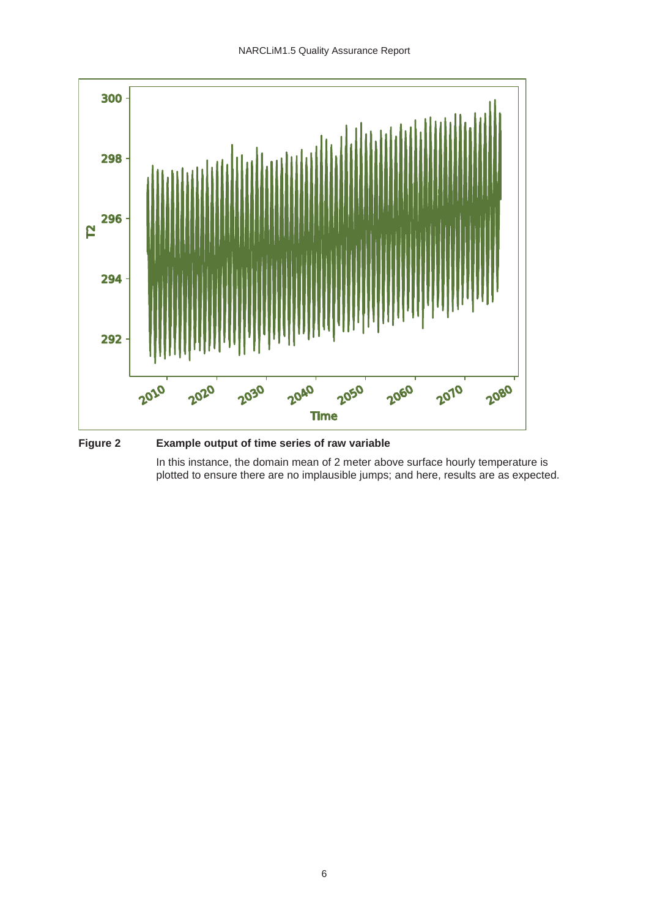**Figure 2** **Example output of time series of raw variable**

In this instance, the domain mean of 2 meter above surface hourly temperature is plotted to ensure there are no implausible jumps; and here, results are as expected.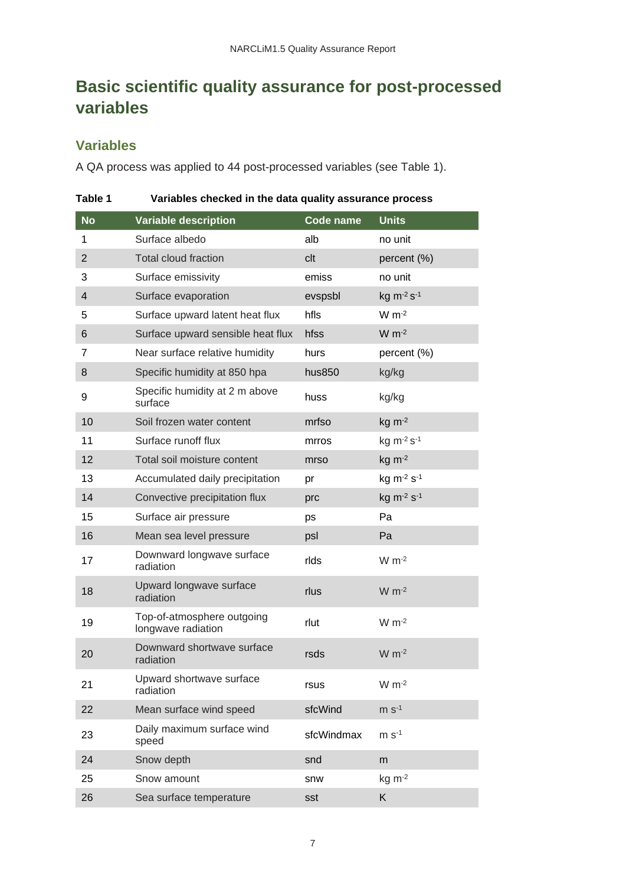# Basic scientific quality assurance for post-processed variables

## Variables

A QA process was applied to 44 post-processed variables (see Table 1).

**Table 1 Variables checked in the data quality assurance process**

| No | Variable description | Code name | Units |
|---|---|---|---|
| 1 | Surface albedo | alb | no unit |
| 2 | Total cloud fraction | clt | percent (%) |
| 3 | Surface emissivity | emiss | no unit |
| 4 | Surface evaporation | evspsbl | kg $m^{-2}$ $s^{-1}$ |
| 5 | Surface upward latent heat flux | hfls | W $m^{-2}$ |
| 6 | Surface upward sensible heat flux | hfss | W $m^{-2}$ |
| 7 | Near surface relative humidity | hurs | percent (%) |
| 8 | Specific humidity at 850 hpa | hus850 | kg/kg |
| 9 | Specific humidity at 2 m above surface | huss | kg/kg |
| 10 | Soil frozen water content | mrfso | kg $m^{-2}$ |
| 11 | Surface runoff flux | mrros | kg $m^{-2}$ $s^{-1}$ |
| 12 | Total soil moisture content | mrso | kg $m^{-2}$ |
| 13 | Accumulated daily precipitation | pr | kg $m^{-2}$ $s^{-1}$ |
| 14 | Convective precipitation flux | prc | kg $m^{-2}$ $s^{-1}$ |
| 15 | Surface air pressure | ps | Pa |
| 16 | Mean sea level pressure | psl | Pa |
| 17 | Downward longwave surface radiation | rlds | W $m^{-2}$ |
| 18 | Upward longwave surface radiation | rlus | W $m^{-2}$ |
| 19 | Top-of-atmosphere outgoing longwave radiation | rlut | W $m^{-2}$ |
| 20 | Downward shortwave surface radiation | rsds | W $m^{-2}$ |
| 21 | Upward shortwave surface radiation | rsus | W $m^{-2}$ |
| 22 | Mean surface wind speed | sfcWind | m $s^{-1}$ |
| 23 | Daily maximum surface wind speed | sfcWindmax | m $s^{-1}$ |
| 24 | Snow depth | snd | m |
| 25 | Snow amount | snw | kg $m^{-2}$ |
| 26 | Sea surface temperature | sst | K |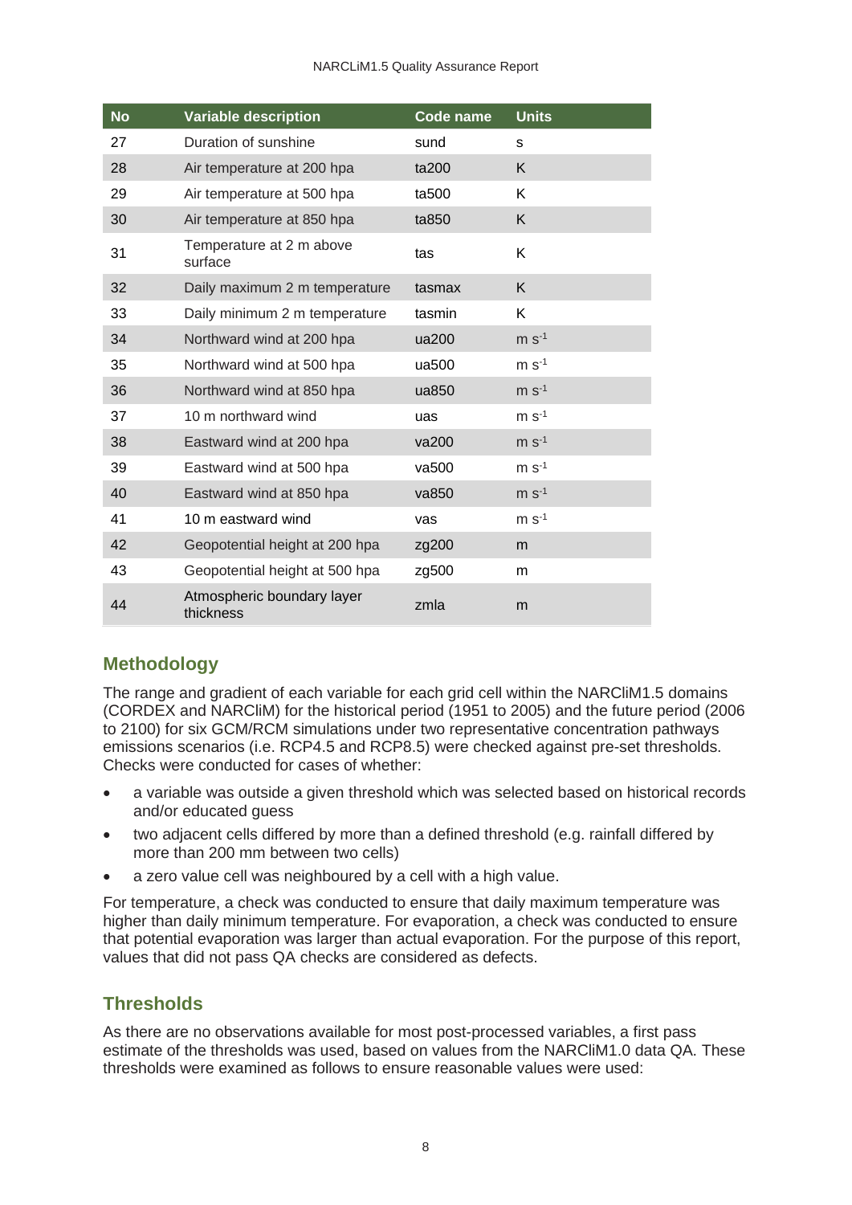| No | Variable description | Code name | Units |
|---|---|---|---|
| 27 | Duration of sunshine | sund | s |
| 28 | Air temperature at 200 hpa | ta200 | K |
| 29 | Air temperature at 500 hpa | ta500 | K |
| 30 | Air temperature at 850 hpa | ta850 | K |
| 31 | Temperature at 2 m above surface | tas | K |
| 32 | Daily maximum 2 m temperature | tasmax | K |
| 33 | Daily minimum 2 m temperature | tasmin | K |
| 34 | Northward wind at 200 hpa | ua200 | m $s^{-1}$ |
| 35 | Northward wind at 500 hpa | ua500 | m $s^{-1}$ |
| 36 | Northward wind at 850 hpa | ua850 | m $s^{-1}$ |
| 37 | 10 m northward wind | uas | m $s^{-1}$ |
| 38 | Eastward wind at 200 hpa | va200 | m $s^{-1}$ |
| 39 | Eastward wind at 500 hpa | va500 | m $s^{-1}$ |
| 40 | Eastward wind at 850 hpa | va850 | m $s^{-1}$ |
| 41 | 10 m eastward wind | vas | m $s^{-1}$ |
| 42 | Geopotential height at 200 hpa | zg200 | m |
| 43 | Geopotential height at 500 hpa | zg500 | m |
| 44 | Atmospheric boundary layer thickness | zmla | m |

## Methodology

The range and gradient of each variable for each grid cell within the NARCliM1.5 domains (CORDEX and NARCliM) for the historical period (1951 to 2005) and the future period (2006 to 2100) for six GCM/RCM simulations under two representative concentration pathways emissions scenarios (i.e. RCP4.5 and RCP8.5) were checked against pre-set thresholds. Checks were conducted for cases of whether:

- a variable was outside a given threshold which was selected based on historical records and/or educated guess
- two adjacent cells differed by more than a defined threshold (e.g. rainfall differed by more than 200 mm between two cells)
- a zero value cell was neighboured by a cell with a high value.

For temperature, a check was conducted to ensure that daily maximum temperature was higher than daily minimum temperature. For evaporation, a check was conducted to ensure that potential evaporation was larger than actual evaporation. For the purpose of this report, values that did not pass QA checks are considered as defects.

## Thresholds

As there are no observations available for most post-processed variables, a first pass estimate of the thresholds was used, based on values from the NARCliM1.0 data QA. These thresholds were examined as follows to ensure reasonable values were used: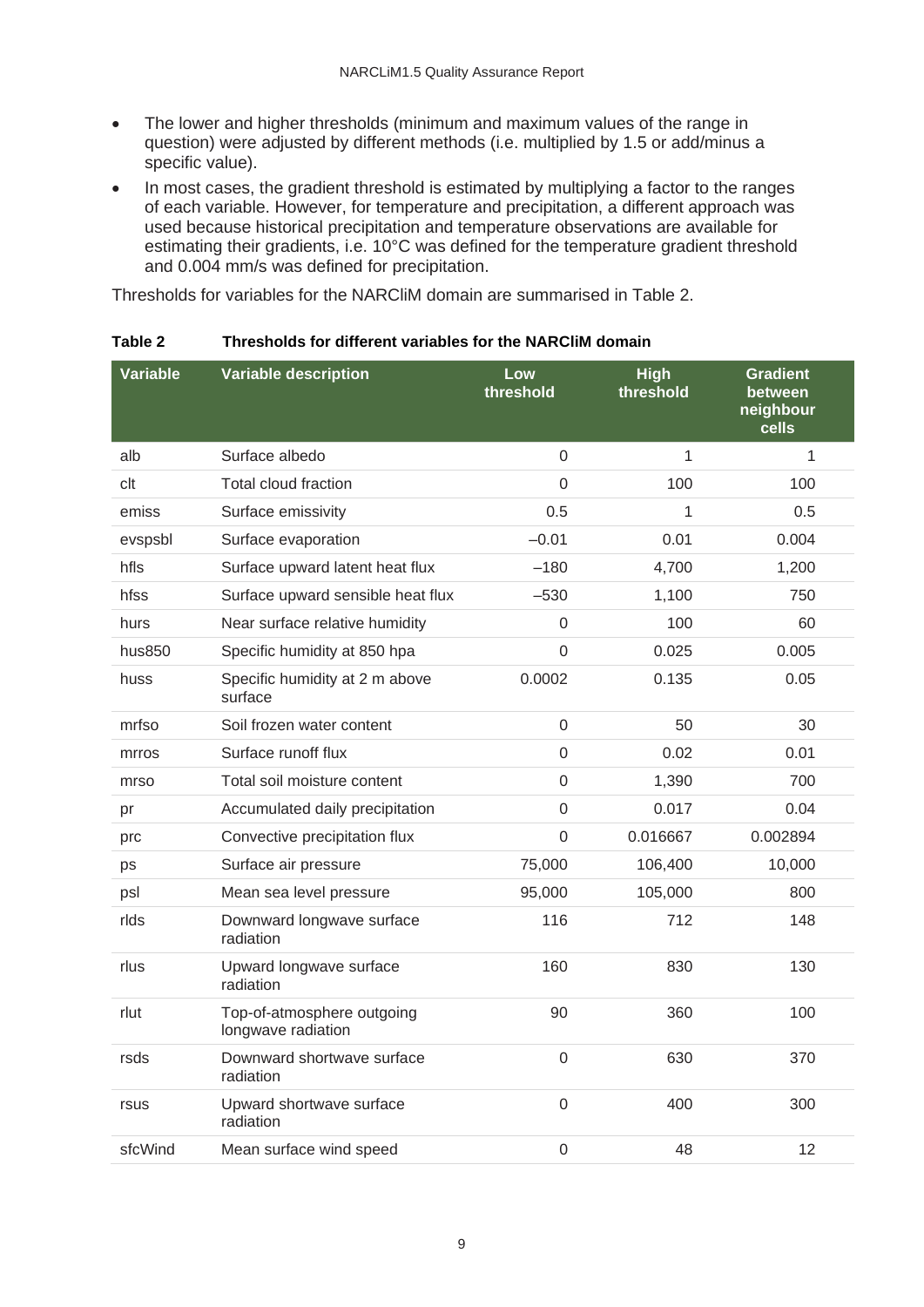- The lower and higher thresholds (minimum and maximum values of the range in question) were adjusted by different methods (i.e. multiplied by 1.5 or add/minus a specific value).
- In most cases, the gradient threshold is estimated by multiplying a factor to the ranges of each variable. However, for temperature and precipitation, a different approach was used because historical precipitation and temperature observations are available for estimating their gradients, i.e. 10°C was defined for the temperature gradient threshold and 0.004 mm/s was defined for precipitation.

Thresholds for variables for the NARCliM domain are summarised in Table 2.

**Table 2 Thresholds for different variables for the NARCliM domain**

| Variable | Variable description | Low threshold | High threshold | Gradient between neighbour cells |
|---|---|---|---|---|
| alb | Surface albedo | 0 | 1 | 1 |
| clt | Total cloud fraction | 0 | 100 | 100 |
| emiss | Surface emissivity | 0.5 | 1 | 0.5 |
| evspsbl | Surface evaporation | –0.01 | 0.01 | 0.004 |
| hfls | Surface upward latent heat flux | –180 | 4,700 | 1,200 |
| hfss | Surface upward sensible heat flux | –530 | 1,100 | 750 |
| hurs | Near surface relative humidity | 0 | 100 | 60 |
| hus850 | Specific humidity at 850 hpa | 0 | 0.025 | 0.005 |
| huss | Specific humidity at 2 m above surface | 0.0002 | 0.135 | 0.05 |
| mrfso | Soil frozen water content | 0 | 50 | 30 |
| mrros | Surface runoff flux | 0 | 0.02 | 0.01 |
| mrso | Total soil moisture content | 0 | 1,390 | 700 |
| pr | Accumulated daily precipitation | 0 | 0.017 | 0.04 |
| prc | Convective precipitation flux | 0 | 0.016667 | 0.002894 |
| ps | Surface air pressure | 75,000 | 106,400 | 10,000 |
| psl | Mean sea level pressure | 95,000 | 105,000 | 800 |
| rlds | Downward longwave surface radiation | 116 | 712 | 148 |
| rlus | Upward longwave surface radiation | 160 | 830 | 130 |
| rlut | Top-of-atmosphere outgoing longwave radiation | 90 | 360 | 100 |
| rsds | Downward shortwave surface radiation | 0 | 630 | 370 |
| rsus | Upward shortwave surface radiation | 0 | 400 | 300 |
| sfcWind | Mean surface wind speed | 0 | 48 | 12 |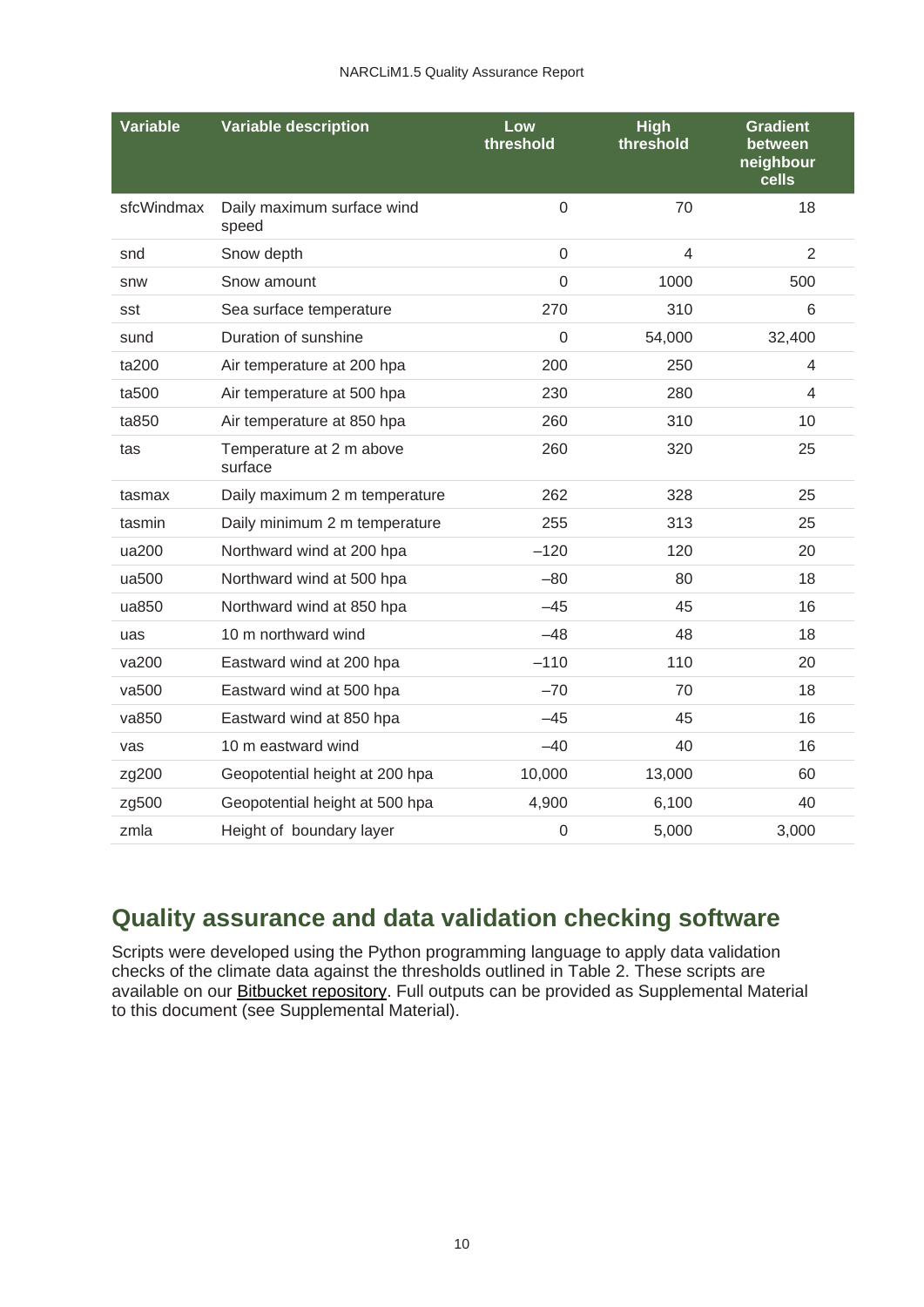| Variable | Variable description | Low threshold | High threshold | Gradient between neighbour cells |
|---|---|---|---|---|
| sfcWindmax | Daily maximum surface wind speed | 0 | 70 | 18 |
| snd | Snow depth | 0 | 4 | 2 |
| snw | Snow amount | 0 | 1000 | 500 |
| sst | Sea surface temperature | 270 | 310 | 6 |
| sund | Duration of sunshine | 0 | 54,000 | 32,400 |
| ta200 | Air temperature at 200 hpa | 200 | 250 | 4 |
| ta500 | Air temperature at 500 hpa | 230 | 280 | 4 |
| ta850 | Air temperature at 850 hpa | 260 | 310 | 10 |
| tas | Temperature at 2 m above surface | 260 | 320 | 25 |
| tasmax | Daily maximum 2 m temperature | 262 | 328 | 25 |
| tasmin | Daily minimum 2 m temperature | 255 | 313 | 25 |
| ua200 | Northward wind at 200 hpa | –120 | 120 | 20 |
| ua500 | Northward wind at 500 hpa | –80 | 80 | 18 |
| ua850 | Northward wind at 850 hpa | –45 | 45 | 16 |
| uas | 10 m northward wind | –48 | 48 | 18 |
| va200 | Eastward wind at 200 hpa | –110 | 110 | 20 |
| va500 | Eastward wind at 500 hpa | –70 | 70 | 18 |
| va850 | Eastward wind at 850 hpa | –45 | 45 | 16 |
| vas | 10 m eastward wind | –40 | 40 | 16 |
| zg200 | Geopotential height at 200 hpa | 10,000 | 13,000 | 60 |
| zg500 | Geopotential height at 500 hpa | 4,900 | 6,100 | 40 |
| zmla | Height of boundary layer | 0 | 5,000 | 3,000 |

## Quality assurance and data validation checking software

Scripts were developed using the Python programming language to apply data validation checks of the climate data against the thresholds outlined in Table 2. These scripts are available on our Bitbucket repository. Full outputs can be provided as Supplemental Material to this document (see Supplemental Material).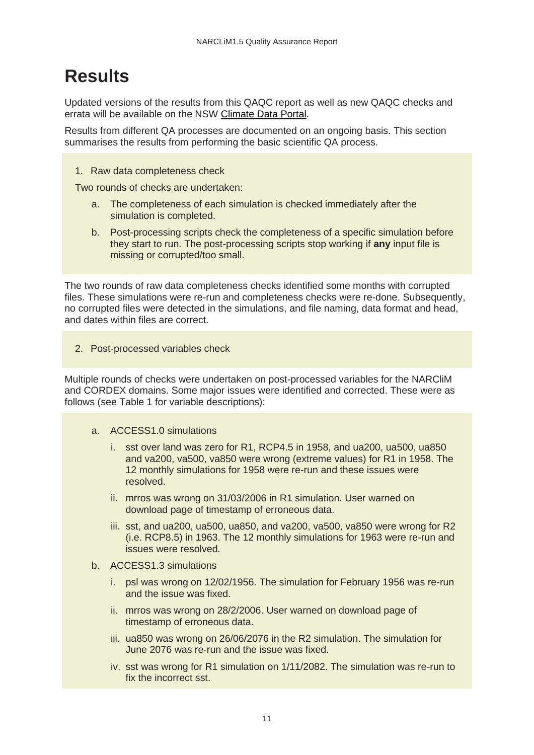# Results

Updated versions of the results from this QAQC report as well as new QAQC checks and errata will be available on the NSW Climate Data Portal.

Results from different QA processes are documented on an ongoing basis. This section summarises the results from performing the basic scientific QA process.

1. Raw data completeness check

Two rounds of checks are undertaken:

a. The completeness of each simulation is checked immediately after the simulation is completed.

b. Post-processing scripts check the completeness of a specific simulation before they start to run. The post-processing scripts stop working if **any** input file is missing or corrupted/too small.

The two rounds of raw data completeness checks identified some months with corrupted files. These simulations were re-run and completeness checks were re-done. Subsequently, no corrupted files were detected in the simulations, and file naming, data format and head, and dates within files are correct.

2. Post-processed variables check

Multiple rounds of checks were undertaken on post-processed variables for the NARCliM and CORDEX domains. Some major issues were identified and corrected. These were as follows (see Table 1 for variable descriptions):

a. ACCESS1.0 simulations
   i. sst over land was zero for R1, RCP4.5 in 1958, and ua200, ua500, ua850 and va200, va500, va850 were wrong (extreme values) for R1 in 1958. The 12 monthly simulations for 1958 were re-run and these issues were resolved.
   ii. mrros was wrong on 31/03/2006 in R1 simulation. User warned on download page of timestamp of erroneous data.
   iii. sst, and ua200, ua500, ua850, and va200, va500, va850 were wrong for R2 (i.e. RCP8.5) in 1963. The 12 monthly simulations for 1963 were re-run and issues were resolved.
b. ACCESS1.3 simulations
   i. psl was wrong on 12/02/1956. The simulation for February 1956 was re-run and the issue was fixed.
   ii. mrros was wrong on 28/2/2006. User warned on download page of timestamp of erroneous data.
   iii. ua850 was wrong on 26/06/2076 in the R2 simulation. The simulation for June 2076 was re-run and the issue was fixed.
   iv. sst was wrong for R1 simulation on 1/11/2082. The simulation was re-run to fix the incorrect sst.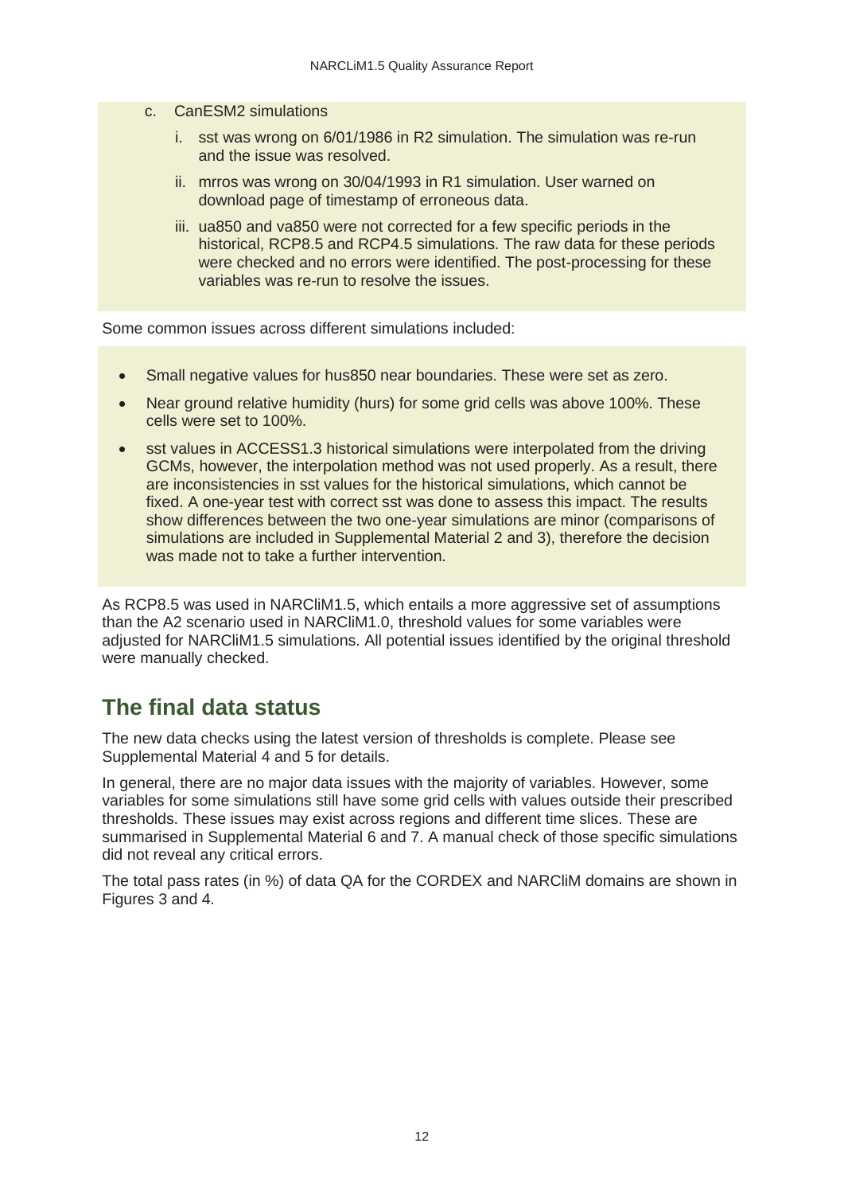c. CanESM2 simulations

   i. sst was wrong on 6/01/1986 in R2 simulation. The simulation was re-run and the issue was resolved.

   ii. mrros was wrong on 30/04/1993 in R1 simulation. User warned on download page of timestamp of erroneous data.

   iii. ua850 and va850 were not corrected for a few specific periods in the historical, RCP8.5 and RCP4.5 simulations. The raw data for these periods were checked and no errors were identified. The post-processing for these variables was re-run to resolve the issues.

Some common issues across different simulations included:

- Small negative values for hus850 near boundaries. These were set as zero.
- Near ground relative humidity (hurs) for some grid cells was above 100%. These cells were set to 100%.
- sst values in ACCESS1.3 historical simulations were interpolated from the driving GCMs, however, the interpolation method was not used properly. As a result, there are inconsistencies in sst values for the historical simulations, which cannot be fixed. A one-year test with correct sst was done to assess this impact. The results show differences between the two one-year simulations are minor (comparisons of simulations are included in Supplemental Material 2 and 3), therefore the decision was made not to take a further intervention.

As RCP8.5 was used in NARCliM1.5, which entails a more aggressive set of assumptions than the A2 scenario used in NARCliM1.0, threshold values for some variables were adjusted for NARCliM1.5 simulations. All potential issues identified by the original threshold were manually checked.

## The final data status

The new data checks using the latest version of thresholds is complete. Please see Supplemental Material 4 and 5 for details.

In general, there are no major data issues with the majority of variables. However, some variables for some simulations still have some grid cells with values outside their prescribed thresholds. These issues may exist across regions and different time slices. These are summarised in Supplemental Material 6 and 7. A manual check of those specific simulations did not reveal any critical errors.

The total pass rates (in %) of data QA for the CORDEX and NARCliM domains are shown in Figures 3 and 4.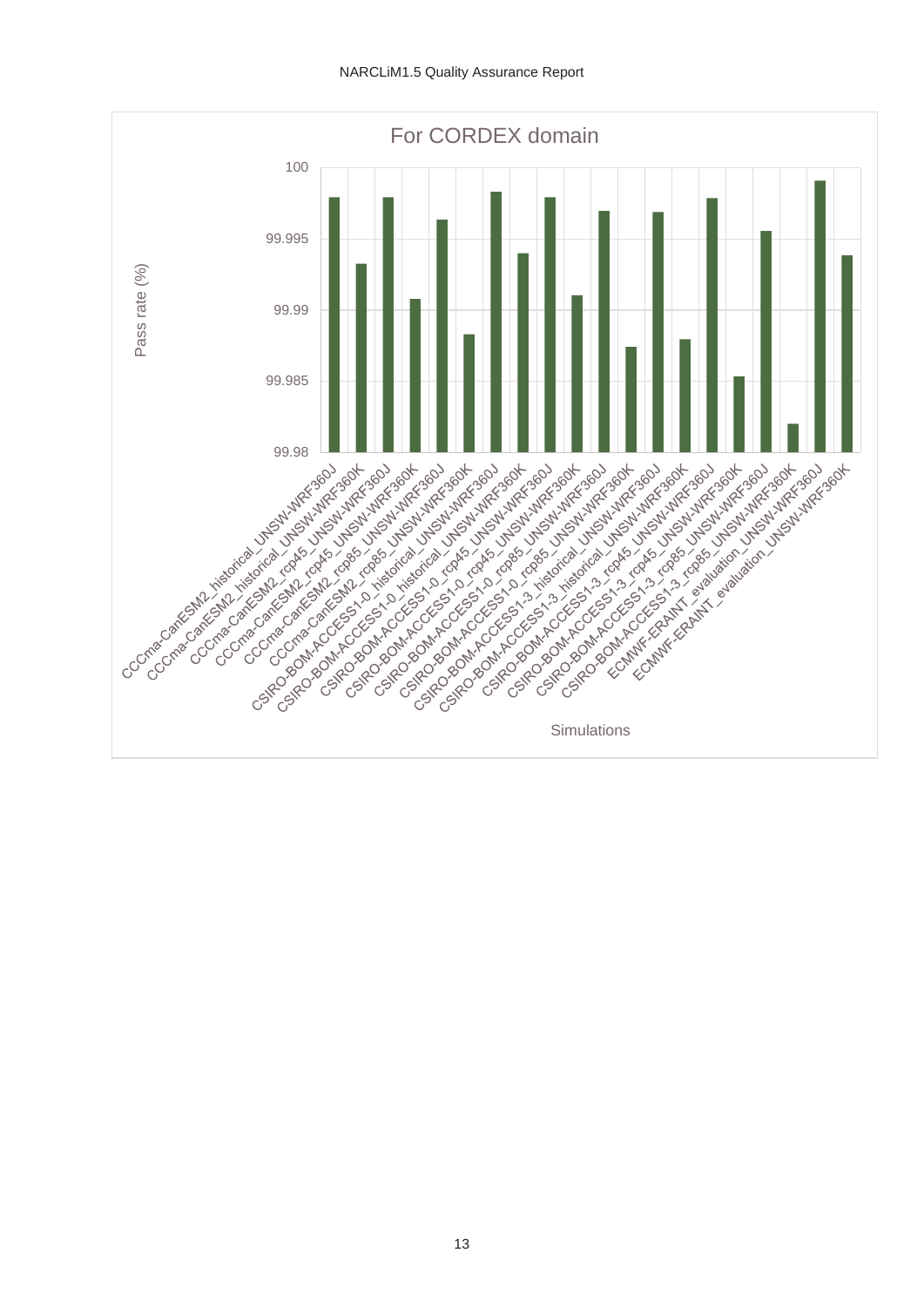## For CORDEX domain

Pass rate (%)

100
99.995
99.99
99.985
99.98

- CCCma-CanESM2_historical_UNSW-WRF360J
- CCCma-CanESM2_historical_UNSW-WRF360K
- CCCma-CanESM2_rcp45_UNSW-WRF360J
- CCCma-CanESM2_rcp45_UNSW-WRF360K
- CCCma-CanESM2_rcp85_UNSW-WRF360J
- CCCma-CanESM2_rcp85_UNSW-WRF360K
- CSIRO-BOM-ACCESS1-0_historical_UNSW-WRF360J
- CSIRO-BOM-ACCESS1-0_historical_UNSW-WRF360K
- CSIRO-BOM-ACCESS1-0_rcp45_UNSW-WRF360J
- CSIRO-BOM-ACCESS1-0_rcp45_UNSW-WRF360K
- CSIRO-BOM-ACCESS1-0_rcp85_UNSW-WRF360J
- CSIRO-BOM-ACCESS1-0_rcp85_UNSW-WRF360K
- CSIRO-BOM-ACCESS1-3_historical_UNSW-WRF360J
- CSIRO-BOM-ACCESS1-3_historical_UNSW-WRF360K
- CSIRO-BOM-ACCESS1-3_rcp45_UNSW-WRF360J
- CSIRO-BOM-ACCESS1-3_rcp45_UNSW-WRF360K
- CSIRO-BOM-ACCESS1-3_rcp85_UNSW-WRF360J
- CSIRO-BOM-ACCESS1-3_rcp85_UNSW-WRF360K
- ECMWF-ERAINT_evaluation_UNSW-WRF360J
- ECMWF-ERAINT_evaluation_UNSW-WRF360K

Simulations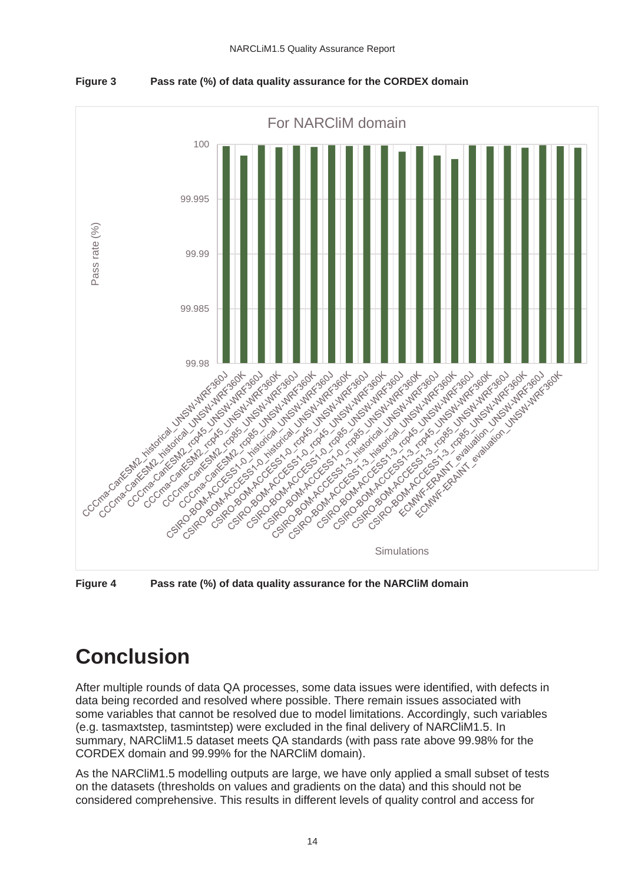**Figure 3** **Pass rate (%) of data quality assurance for the CORDEX domain**

**Figure 4** **Pass rate (%) of data quality assurance for the NARCliM domain**

# Conclusion

After multiple rounds of data QA processes, some data issues were identified, with defects in data being recorded and resolved where possible. There remain issues associated with some variables that cannot be resolved due to model limitations. Accordingly, such variables (e.g. tasmaxtstep, tasmintstep) were excluded in the final delivery of NARCliM1.5. In summary, NARCliM1.5 dataset meets QA standards (with pass rate above 99.98% for the CORDEX domain and 99.99% for the NARCliM domain).

As the NARCliM1.5 modelling outputs are large, we have only applied a small subset of tests on the datasets (thresholds on values and gradients on the data) and this should not be considered comprehensive. This results in different levels of quality control and access for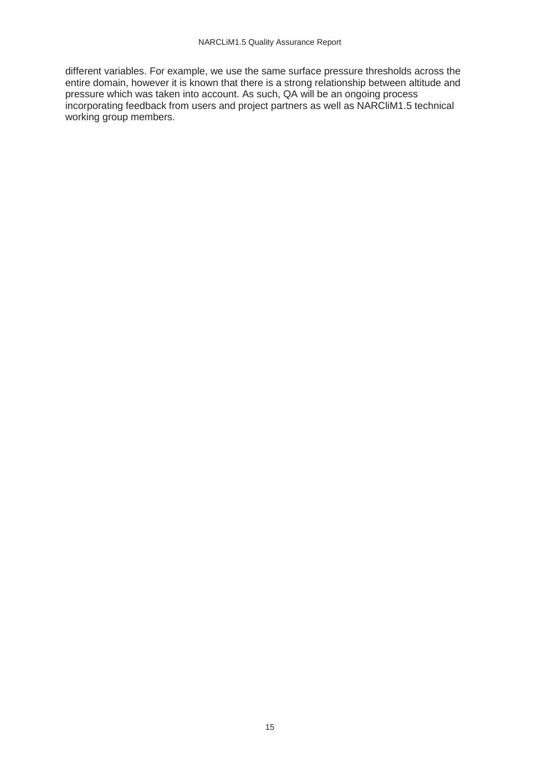different variables. For example, we use the same surface pressure thresholds across the entire domain, however it is known that there is a strong relationship between altitude and pressure which was taken into account. As such, QA will be an ongoing process incorporating feedback from users and project partners as well as NARCliM1.5 technical working group members.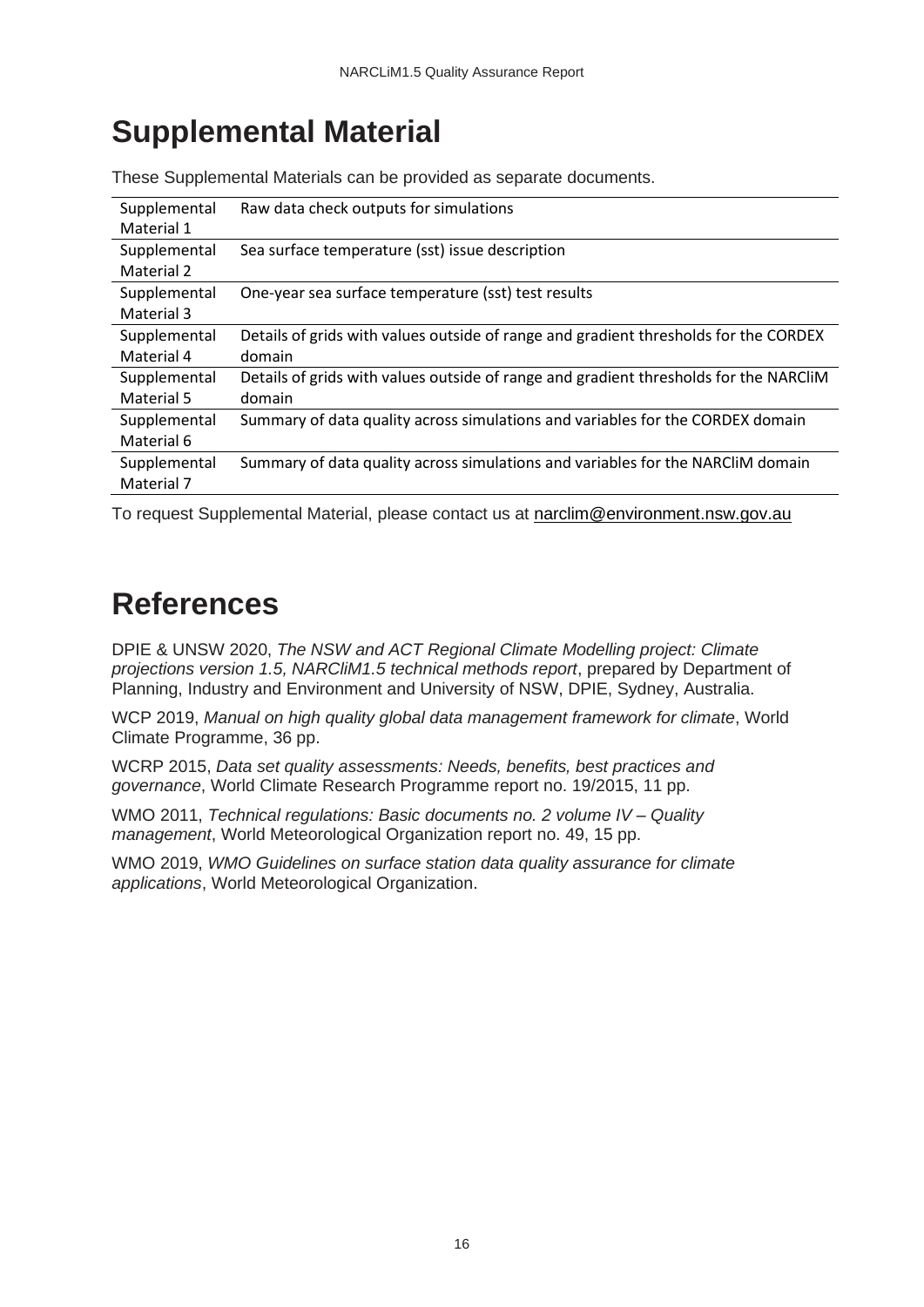# Supplemental Material

These Supplemental Materials can be provided as separate documents.

| | |
|---|---|
| Supplemental Material 1 | Raw data check outputs for simulations |
| Supplemental Material 2 | Sea surface temperature (sst) issue description |
| Supplemental Material 3 | One-year sea surface temperature (sst) test results |
| Supplemental Material 4 | Details of grids with values outside of range and gradient thresholds for the CORDEX domain |
| Supplemental Material 5 | Details of grids with values outside of range and gradient thresholds for the NARCliM domain |
| Supplemental Material 6 | Summary of data quality across simulations and variables for the CORDEX domain |
| Supplemental Material 7 | Summary of data quality across simulations and variables for the NARCliM domain |

To request Supplemental Material, please contact us at narclim@environment.nsw.gov.au

# References

DPIE & UNSW 2020, *The NSW and ACT Regional Climate Modelling project: Climate projections version 1.5, NARCliM1.5 technical methods report*, prepared by Department of Planning, Industry and Environment and University of NSW, DPIE, Sydney, Australia.

WCP 2019, *Manual on high quality global data management framework for climate*, World Climate Programme, 36 pp.

WCRP 2015, *Data set quality assessments: Needs, benefits, best practices and governance*, World Climate Research Programme report no. 19/2015, 11 pp.

WMO 2011, *Technical regulations: Basic documents no. 2 volume IV – Quality management*, World Meteorological Organization report no. 49, 15 pp.

WMO 2019, *WMO Guidelines on surface station data quality assurance for climate applications*, World Meteorological Organization.